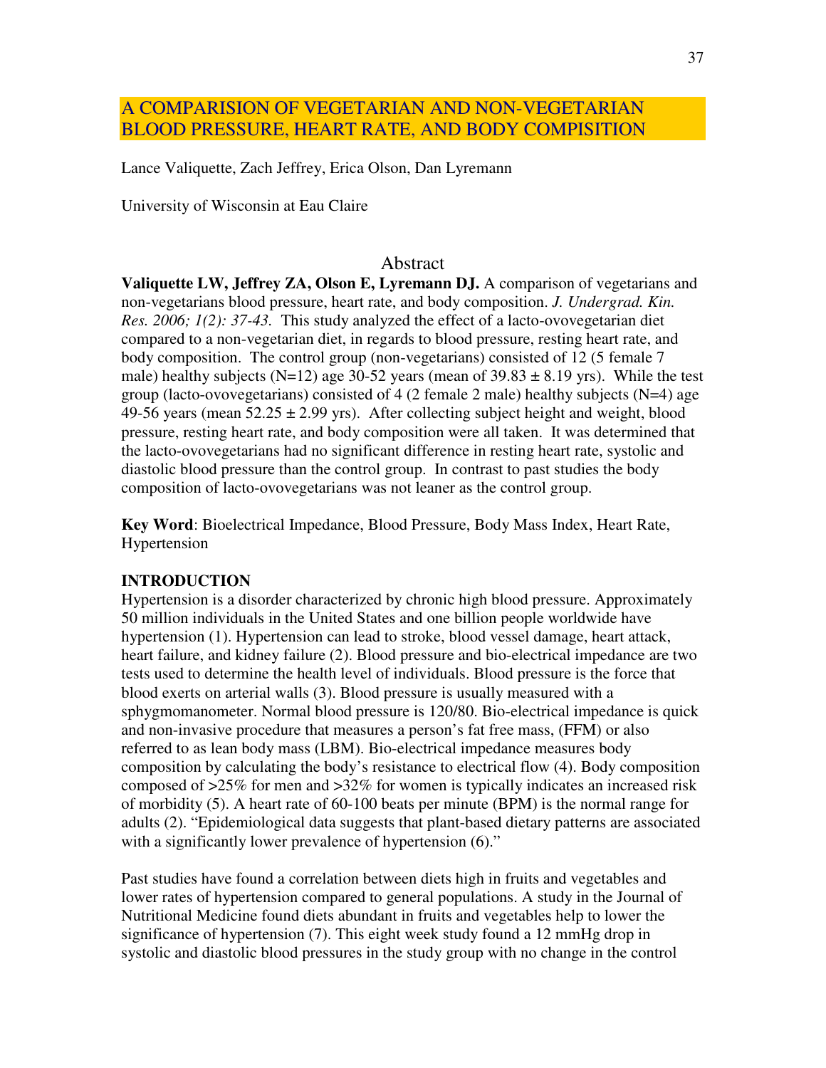# A COMPARISION OF VEGETARIAN AND NON-VEGETARIAN BLOOD PRESSURE, HEART RATE, AND BODY COMPISITION

Lance Valiquette, Zach Jeffrey, Erica Olson, Dan Lyremann

University of Wisconsin at Eau Claire

## Abstract

**Valiquette LW, Jeffrey ZA, Olson E, Lyremann DJ.** A comparison of vegetarians and non-vegetarians blood pressure, heart rate, and body composition. *J. Undergrad. Kin. Res. 2006; 1(2): 37-43.* This study analyzed the effect of a lacto-ovovegetarian diet compared to a non-vegetarian diet, in regards to blood pressure, resting heart rate, and body composition. The control group (non-vegetarians) consisted of 12 (5 female 7 male) healthy subjects (N=12) age 30-52 years (mean of 39.83 ± 8.19 yrs). While the test group (lacto-ovovegetarians) consisted of 4 (2 female 2 male) healthy subjects (N=4) age 49-56 years (mean 52.25 ± 2.99 yrs). After collecting subject height and weight, blood pressure, resting heart rate, and body composition were all taken. It was determined that the lacto-ovovegetarians had no significant difference in resting heart rate, systolic and diastolic blood pressure than the control group. In contrast to past studies the body composition of lacto-ovovegetarians was not leaner as the control group.

**Key Word**: Bioelectrical Impedance, Blood Pressure, Body Mass Index, Heart Rate, Hypertension

## INTRODUCTION

Hypertension is a disorder characterized by chronic high blood pressure. Approximately 50 million individuals in the United States and one billion people worldwide have hypertension (1). Hypertension can lead to stroke, blood vessel damage, heart attack, heart failure, and kidney failure (2). Blood pressure and bio-electrical impedance are two tests used to determine the health level of individuals. Blood pressure is the force that blood exerts on arterial walls (3). Blood pressure is usually measured with a sphygmomanometer. Normal blood pressure is 120/80. Bio-electrical impedance is quick and non-invasive procedure that measures a person's fat free mass, (FFM) or also referred to as lean body mass (LBM). Bio-electrical impedance measures body composition by calculating the body's resistance to electrical flow (4). Body composition composed of >25% for men and >32% for women is typically indicates an increased risk of morbidity (5). A heart rate of 60-100 beats per minute (BPM) is the normal range for adults (2). "Epidemiological data suggests that plant-based dietary patterns are associated with a significantly lower prevalence of hypertension (6)."

Past studies have found a correlation between diets high in fruits and vegetables and lower rates of hypertension compared to general populations. A study in the Journal of Nutritional Medicine found diets abundant in fruits and vegetables help to lower the significance of hypertension (7). This eight week study found a 12 mmHg drop in systolic and diastolic blood pressures in the study group with no change in the control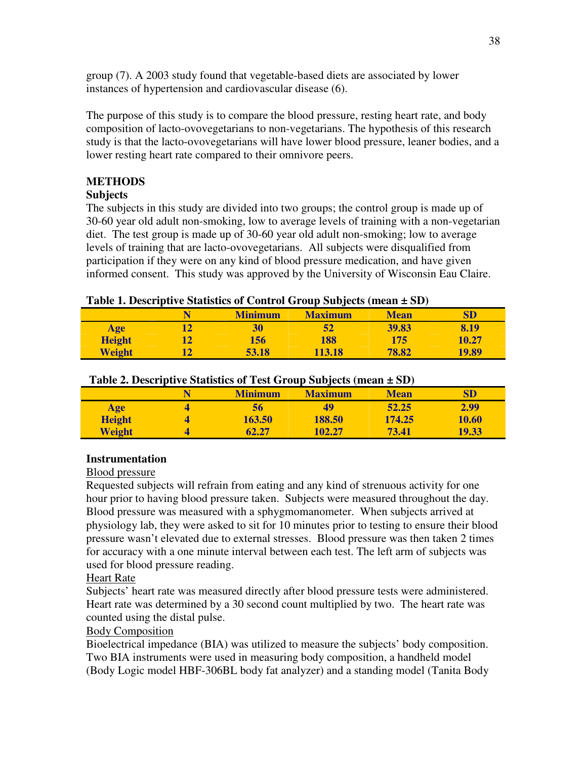group (7). A 2003 study found that vegetable-based diets are associated by lower instances of hypertension and cardiovascular disease (6).

The purpose of this study is to compare the blood pressure, resting heart rate, and body composition of lacto-ovovegetarians to non-vegetarians. The hypothesis of this research study is that the lacto-ovovegetarians will have lower blood pressure, leaner bodies, and a lower resting heart rate compared to their omnivore peers.

## METHODS

### Subjects

The subjects in this study are divided into two groups; the control group is made up of 30-60 year old adult non-smoking, low to average levels of training with a non-vegetarian diet. The test group is made up of 30-60 year old adult non-smoking; low to average levels of training that are lacto-ovovegetarians. All subjects were disqualified from participation if they were on any kind of blood pressure medication, and have given informed consent. This study was approved by the University of Wisconsin Eau Claire.

**Table 1. Descriptive Statistics of Control Group Subjects (mean ± SD)**

| | N | Minimum | Maximum | Mean | SD |
|---|---|---|---|---|---|
| Age | 12 | 30 | 52 | 39.83 | 8.19 |
| Height | 12 | 156 | 188 | 175 | 10.27 |
| Weight | 12 | 53.18 | 113.18 | 78.82 | 19.89 |

**Table 2. Descriptive Statistics of Test Group Subjects (mean ± SD)**

| | N | Minimum | Maximum | Mean | SD |
|---|---|---|---|---|---|
| Age | 4 | 56 | 49 | 52.25 | 2.99 |
| Height | 4 | 163.50 | 188.50 | 174.25 | 10.60 |
| Weight | 4 | 62.27 | 102.27 | 73.41 | 19.33 |

### Instrumentation

Blood pressure

Requested subjects will refrain from eating and any kind of strenuous activity for one hour prior to having blood pressure taken. Subjects were measured throughout the day. Blood pressure was measured with a sphygmomanometer. When subjects arrived at physiology lab, they were asked to sit for 10 minutes prior to testing to ensure their blood pressure wasn't elevated due to external stresses. Blood pressure was then taken 2 times for accuracy with a one minute interval between each test. The left arm of subjects was used for blood pressure reading.

Heart Rate

Subjects' heart rate was measured directly after blood pressure tests were administered. Heart rate was determined by a 30 second count multiplied by two. The heart rate was counted using the distal pulse.

Body Composition

Bioelectrical impedance (BIA) was utilized to measure the subjects' body composition. Two BIA instruments were used in measuring body composition, a handheld model (Body Logic model HBF-306BL body fat analyzer) and a standing model (Tanita Body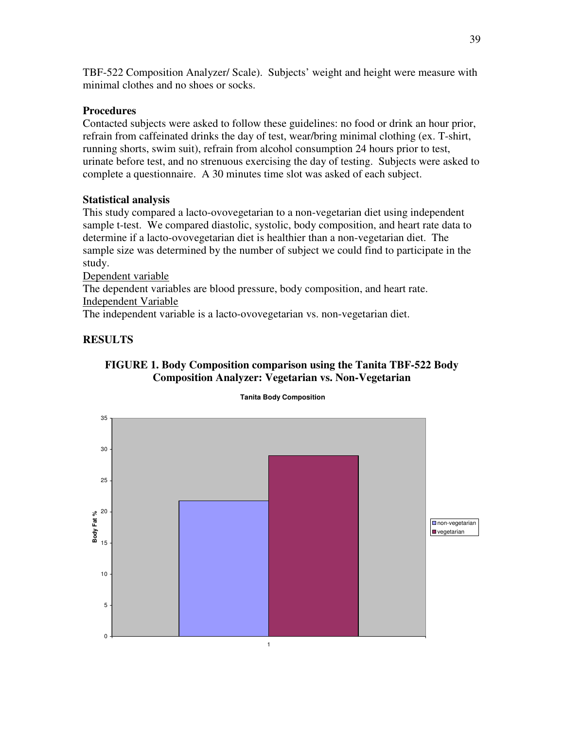TBF-522 Composition Analyzer/ Scale). Subjects' weight and height were measure with minimal clothes and no shoes or socks.

**Procedures**

Contacted subjects were asked to follow these guidelines: no food or drink an hour prior, refrain from caffeinated drinks the day of test, wear/bring minimal clothing (ex. T-shirt, running shorts, swim suit), refrain from alcohol consumption 24 hours prior to test, urinate before test, and no strenuous exercising the day of testing. Subjects were asked to complete a questionnaire. A 30 minutes time slot was asked of each subject.

**Statistical analysis**

This study compared a lacto-ovovegetarian to a non-vegetarian diet using independent sample t-test. We compared diastolic, systolic, body composition, and heart rate data to determine if a lacto-ovovegetarian diet is healthier than a non-vegetarian diet. The sample size was determined by the number of subject we could find to participate in the study.

Dependent variable

The dependent variables are blood pressure, body composition, and heart rate.

Independent Variable

The independent variable is a lacto-ovovegetarian vs. non-vegetarian diet.

## RESULTS

**FIGURE 1. Body Composition comparison using the Tanita TBF-522 Body Composition Analyzer: Vegetarian vs. Non-Vegetarian**

Tanita Body Composition

Body Fat %

non-vegetarian

vegetarian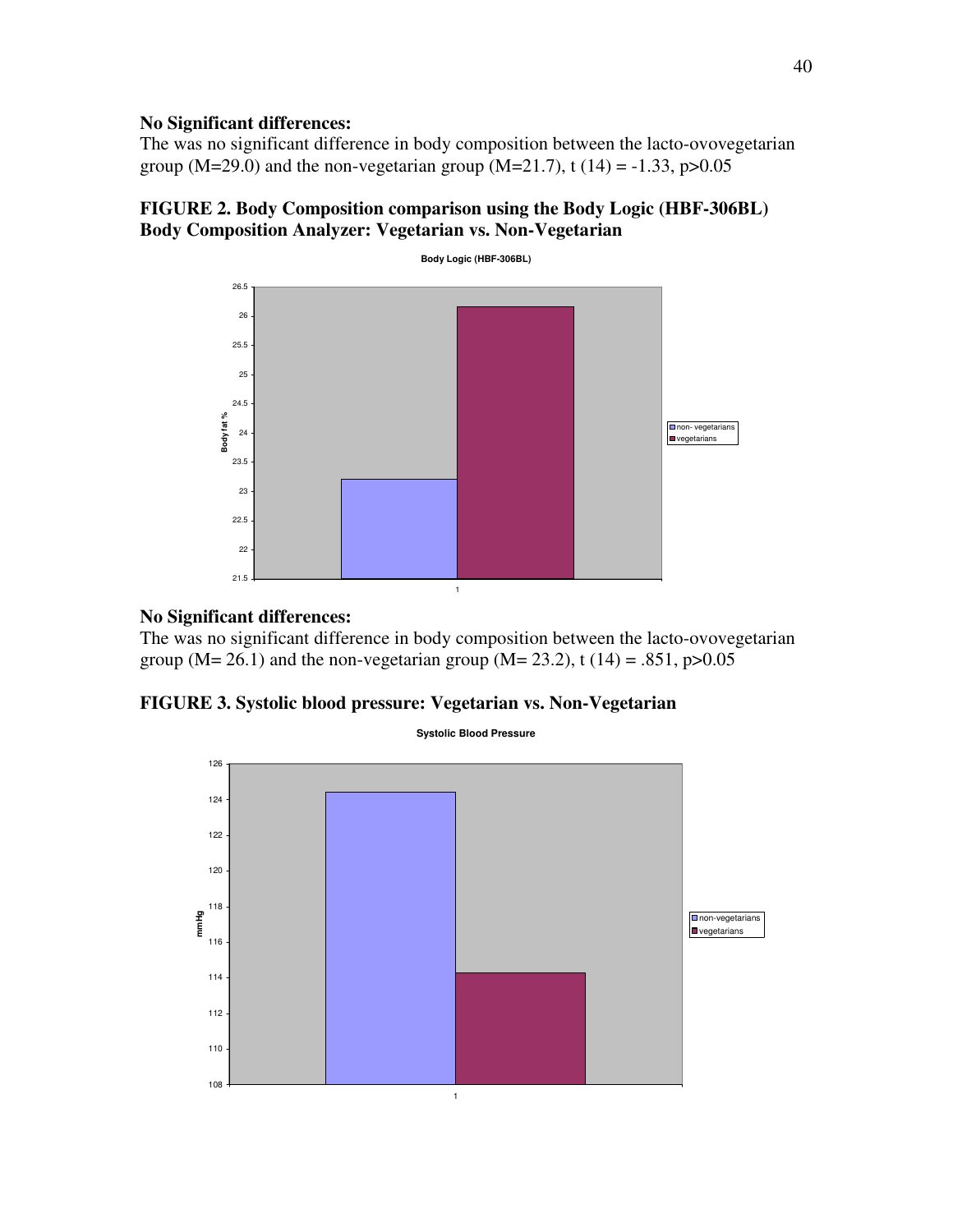**No Significant differences:**

The was no significant difference in body composition between the lacto-ovovegetarian group (M=29.0) and the non-vegetarian group (M=21.7), t (14) = -1.33, p>0.05

**FIGURE 2. Body Composition comparison using the Body Logic (HBF-306BL) Body Composition Analyzer: Vegetarian vs. Non-Vegetarian**

**No Significant differences:**

The was no significant difference in body composition between the lacto-ovovegetarian group (M= 26.1) and the non-vegetarian group (M= 23.2), t (14) = .851, p>0.05

**FIGURE 3. Systolic blood pressure: Vegetarian vs. Non-Vegetarian**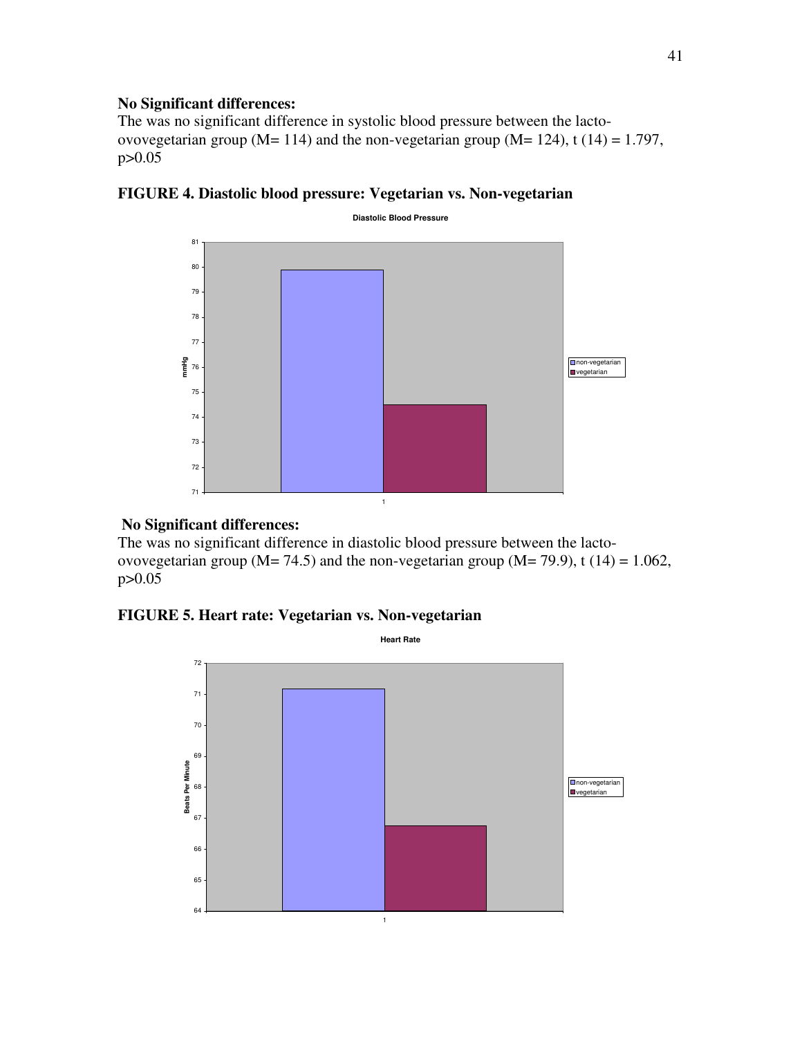**No Significant differences:**
The was no significant difference in systolic blood pressure between the lacto-ovovegetarian group (M= 114) and the non-vegetarian group (M= 124), t (14) = 1.797, p>0.05

**FIGURE 4. Diastolic blood pressure: Vegetarian vs. Non-vegetarian**

**No Significant differences:**
The was no significant difference in diastolic blood pressure between the lacto-ovovegetarian group (M= 74.5) and the non-vegetarian group (M= 79.9), t (14) = 1.062, p>0.05

**FIGURE 5. Heart rate: Vegetarian vs. Non-vegetarian**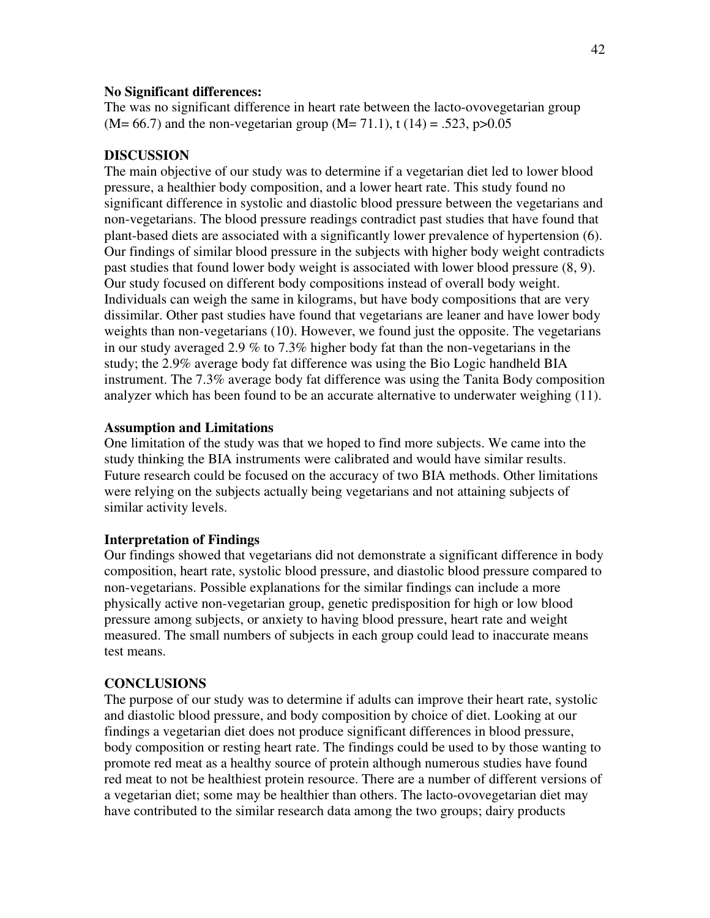**No Significant differences:**

The was no significant difference in heart rate between the lacto-ovovegetarian group (M= 66.7) and the non-vegetarian group (M= 71.1), $t\ (14) = .523$, $p>0.05$

**DISCUSSION**

The main objective of our study was to determine if a vegetarian diet led to lower blood pressure, a healthier body composition, and a lower heart rate. This study found no significant difference in systolic and diastolic blood pressure between the vegetarians and non-vegetarians. The blood pressure readings contradict past studies that have found that plant-based diets are associated with a significantly lower prevalence of hypertension (6). Our findings of similar blood pressure in the subjects with higher body weight contradicts past studies that found lower body weight is associated with lower blood pressure (8, 9). Our study focused on different body compositions instead of overall body weight. Individuals can weigh the same in kilograms, but have body compositions that are very dissimilar. Other past studies have found that vegetarians are leaner and have lower body weights than non-vegetarians (10). However, we found just the opposite. The vegetarians in our study averaged 2.9 % to 7.3% higher body fat than the non-vegetarians in the study; the 2.9% average body fat difference was using the Bio Logic handheld BIA instrument. The 7.3% average body fat difference was using the Tanita Body composition analyzer which has been found to be an accurate alternative to underwater weighing (11).

**Assumption and Limitations**

One limitation of the study was that we hoped to find more subjects. We came into the study thinking the BIA instruments were calibrated and would have similar results. Future research could be focused on the accuracy of two BIA methods. Other limitations were relying on the subjects actually being vegetarians and not attaining subjects of similar activity levels.

**Interpretation of Findings**

Our findings showed that vegetarians did not demonstrate a significant difference in body composition, heart rate, systolic blood pressure, and diastolic blood pressure compared to non-vegetarians. Possible explanations for the similar findings can include a more physically active non-vegetarian group, genetic predisposition for high or low blood pressure among subjects, or anxiety to having blood pressure, heart rate and weight measured. The small numbers of subjects in each group could lead to inaccurate means test means.

**CONCLUSIONS**

The purpose of our study was to determine if adults can improve their heart rate, systolic and diastolic blood pressure, and body composition by choice of diet. Looking at our findings a vegetarian diet does not produce significant differences in blood pressure, body composition or resting heart rate. The findings could be used to by those wanting to promote red meat as a healthy source of protein although numerous studies have found red meat to not be healthiest protein resource. There are a number of different versions of a vegetarian diet; some may be healthier than others. The lacto-ovovegetarian diet may have contributed to the similar research data among the two groups; dairy products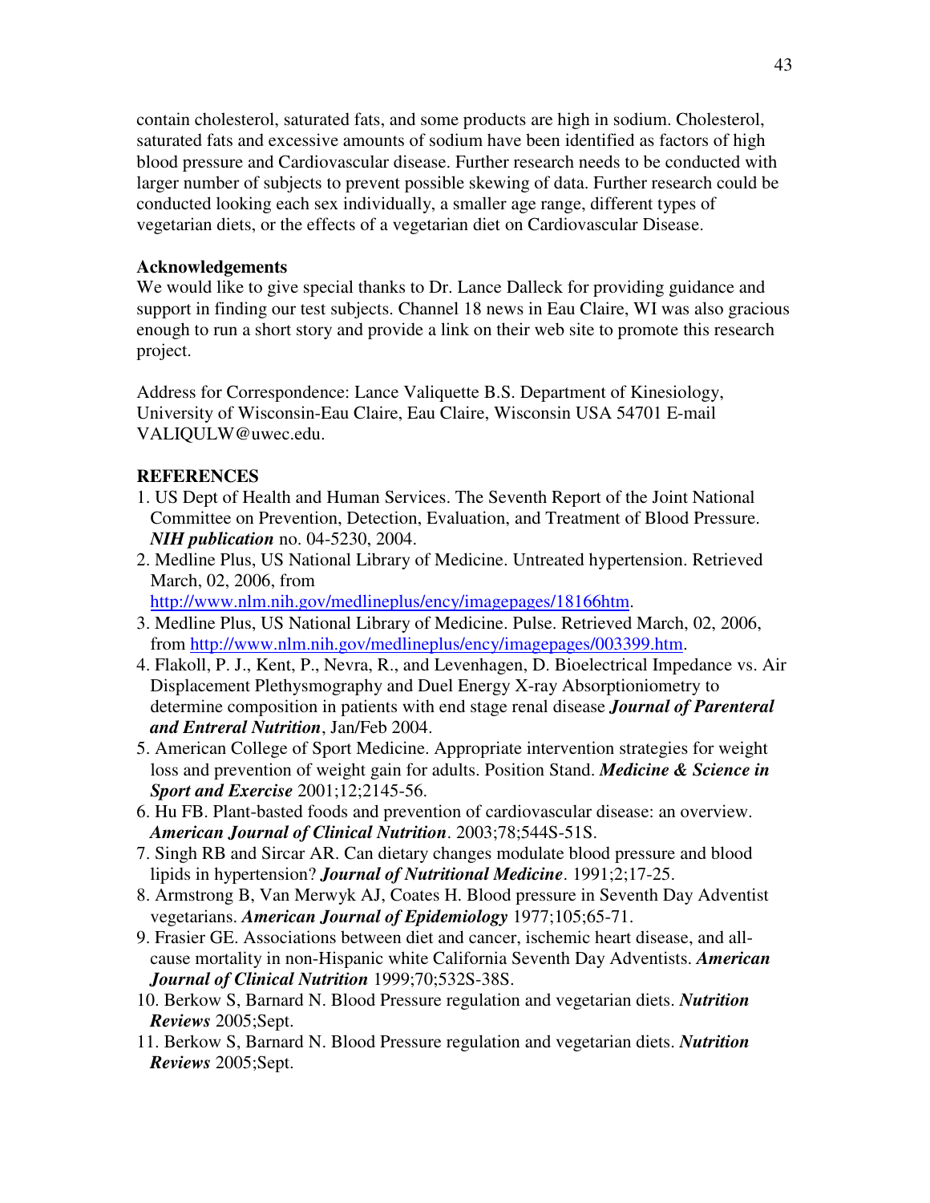contain cholesterol, saturated fats, and some products are high in sodium. Cholesterol, saturated fats and excessive amounts of sodium have been identified as factors of high blood pressure and Cardiovascular disease. Further research needs to be conducted with larger number of subjects to prevent possible skewing of data. Further research could be conducted looking each sex individually, a smaller age range, different types of vegetarian diets, or the effects of a vegetarian diet on Cardiovascular Disease.

**Acknowledgements**

We would like to give special thanks to Dr. Lance Dalleck for providing guidance and support in finding our test subjects. Channel 18 news in Eau Claire, WI was also gracious enough to run a short story and provide a link on their web site to promote this research project.

Address for Correspondence: Lance Valiquette B.S. Department of Kinesiology, University of Wisconsin-Eau Claire, Eau Claire, Wisconsin USA 54701 E-mail VALIQULW@uwec.edu.

**REFERENCES**

1. US Dept of Health and Human Services. The Seventh Report of the Joint National Committee on Prevention, Detection, Evaluation, and Treatment of Blood Pressure. ***NIH publication*** no. 04-5230, 2004.
2. Medline Plus, US National Library of Medicine. Untreated hypertension. Retrieved March, 02, 2006, from http://www.nlm.nih.gov/medlineplus/ency/imagepages/18166htm.
3. Medline Plus, US National Library of Medicine. Pulse. Retrieved March, 02, 2006, from http://www.nlm.nih.gov/medlineplus/ency/imagepages/003399.htm.
4. Flakoll, P. J., Kent, P., Nevra, R., and Levenhagen, D. Bioelectrical Impedance vs. Air Displacement Plethysmography and Duel Energy X-ray Absorptioniometry to determine composition in patients with end stage renal disease ***Journal of Parenteral and Entreral Nutrition***, Jan/Feb 2004.
5. American College of Sport Medicine. Appropriate intervention strategies for weight loss and prevention of weight gain for adults. Position Stand. ***Medicine & Science in Sport and Exercise*** 2001;12;2145-56.
6. Hu FB. Plant-basted foods and prevention of cardiovascular disease: an overview. ***American Journal of Clinical Nutrition***. 2003;78;544S-51S.
7. Singh RB and Sircar AR. Can dietary changes modulate blood pressure and blood lipids in hypertension? ***Journal of Nutritional Medicine***. 1991;2;17-25.
8. Armstrong B, Van Merwyk AJ, Coates H. Blood pressure in Seventh Day Adventist vegetarians. ***American Journal of Epidemiology*** 1977;105;65-71.
9. Frasier GE. Associations between diet and cancer, ischemic heart disease, and all-cause mortality in non-Hispanic white California Seventh Day Adventists. ***American Journal of Clinical Nutrition*** 1999;70;532S-38S.
10. Berkow S, Barnard N. Blood Pressure regulation and vegetarian diets. ***Nutrition Reviews*** 2005;Sept.
11. Berkow S, Barnard N. Blood Pressure regulation and vegetarian diets. ***Nutrition Reviews*** 2005;Sept.